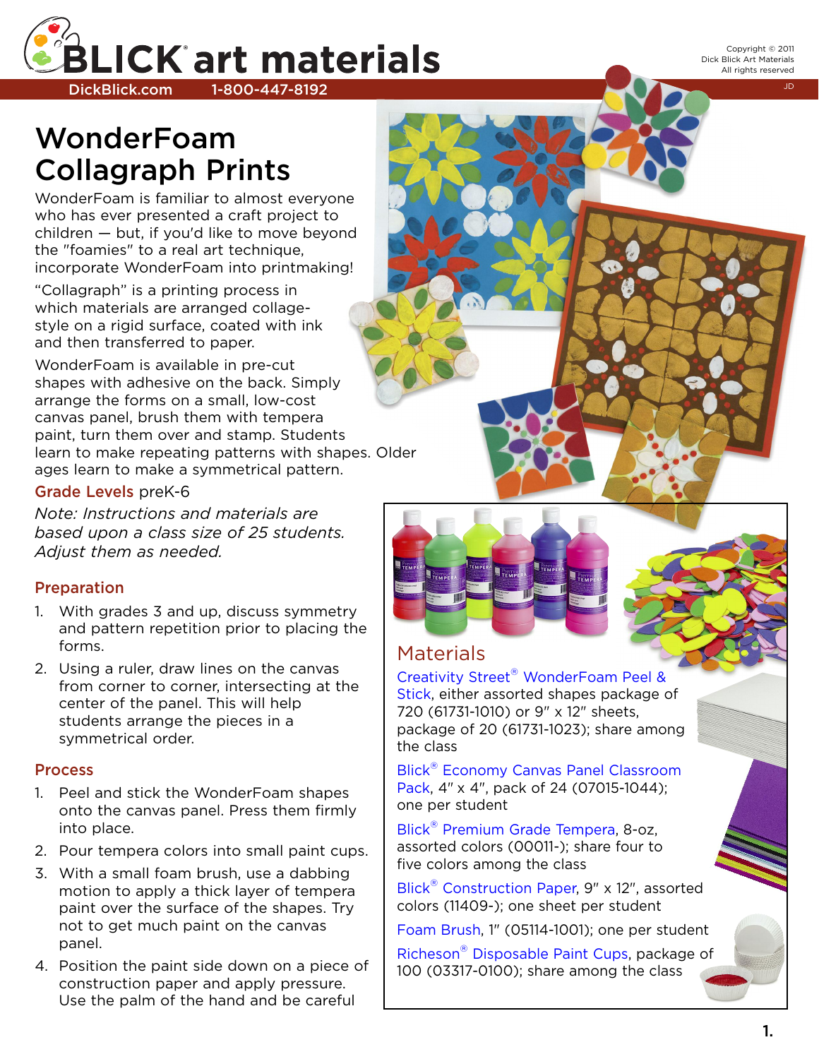# WonderFoam Collagraph Prints

WonderFoam is familiar to almost everyone who has ever presented a craft project to children — but, if you'd like to move beyond the "foamies" to a real art technique, incorporate WonderFoam into printmaking!

"Collagraph" is a printing process in which materials are arranged collage-style on a rigid surface, coated with ink and then transferred to paper.

WonderFoam is available in pre-cut shapes with adhesive on the back. Simply arrange the forms on a small, low-cost canvas panel, brush them with tempera paint, turn them over and stamp. Students learn to make repeating patterns with shapes. Older ages learn to make a symmetrical pattern.

**Grade Levels** preK-6

*Note: Instructions and materials are based upon a class size of 25 students. Adjust them as needed.*

## Preparation

1. With grades 3 and up, discuss symmetry and pattern repetition prior to placing the forms.
2. Using a ruler, draw lines on the canvas from corner to corner, intersecting at the center of the panel. This will help students arrange the pieces in a symmetrical order.

## Process

1. Peel and stick the WonderFoam shapes onto the canvas panel. Press them firmly into place.
2. Pour tempera colors into small paint cups.
3. With a small foam brush, use a dabbing motion to apply a thick layer of tempera paint over the surface of the shapes. Try not to get much paint on the canvas panel.
4. Position the paint side down on a piece of construction paper and apply pressure. Use the palm of the hand and be careful

## Materials

Creativity Street® WonderFoam Peel & Stick, either assorted shapes package of 720 (61731-1010) or 9" x 12" sheets, package of 20 (61731-1023); share among the class

Blick® Economy Canvas Panel Classroom Pack, 4" x 4", pack of 24 (07015-1044); one per student

Blick® Premium Grade Tempera, 8-oz, assorted colors (00011-); share four to five colors among the class

Blick® Construction Paper, 9" x 12", assorted colors (11409-); one sheet per student

Foam Brush, 1" (05114-1001); one per student

Richeson® Disposable Paint Cups, package of 100 (03317-0100); share among the class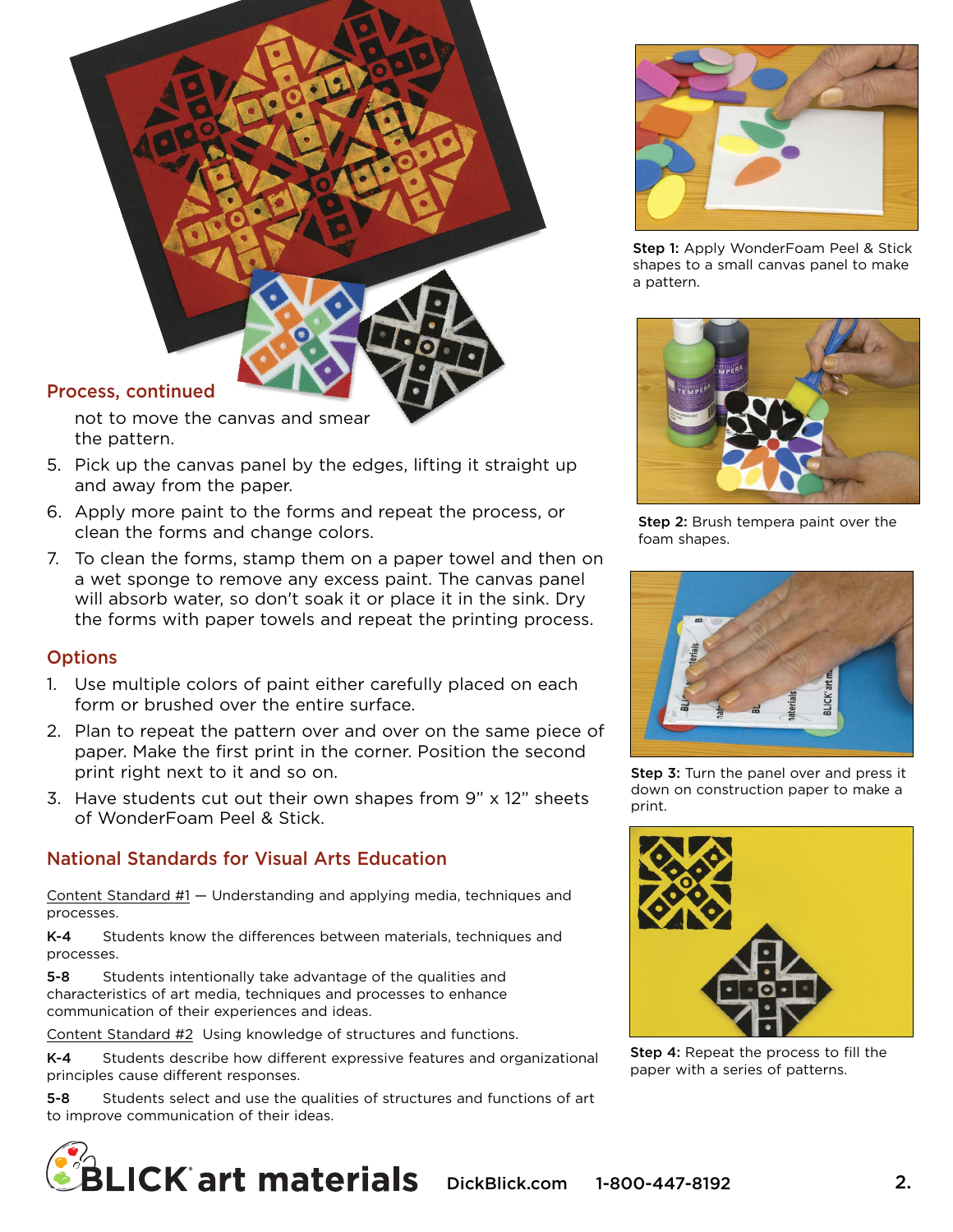## Process, continued

not to move the canvas and smear the pattern.

5. Pick up the canvas panel by the edges, lifting it straight up and away from the paper.
6. Apply more paint to the forms and repeat the process, or clean the forms and change colors.
7. To clean the forms, stamp them on a paper towel and then on a wet sponge to remove any excess paint. The canvas panel will absorb water, so don't soak it or place it in the sink. Dry the forms with paper towels and repeat the printing process.

## Options

1. Use multiple colors of paint either carefully placed on each form or brushed over the entire surface.
2. Plan to repeat the pattern over and over on the same piece of paper. Make the first print in the corner. Position the second print right next to it and so on.
3. Have students cut out their own shapes from 9" x 12" sheets of WonderFoam Peel & Stick.

## National Standards for Visual Arts Education

Content Standard #1 — Understanding and applying media, techniques and processes.

**K-4** Students know the differences between materials, techniques and processes.

**5-8** Students intentionally take advantage of the qualities and characteristics of art media, techniques and processes to enhance communication of their experiences and ideas.

Content Standard #2 Using knowledge of structures and functions.

**K-4** Students describe how different expressive features and organizational principles cause different responses.

**5-8** Students select and use the qualities of structures and functions of art to improve communication of their ideas.

**Step 1:** Apply WonderFoam Peel & Stick shapes to a small canvas panel to make a pattern.

**Step 2:** Brush tempera paint over the foam shapes.

**Step 3:** Turn the panel over and press it down on construction paper to make a print.

**Step 4:** Repeat the process to fill the paper with a series of patterns.

BLICK art materials DickBlick.com 1-800-447-8192